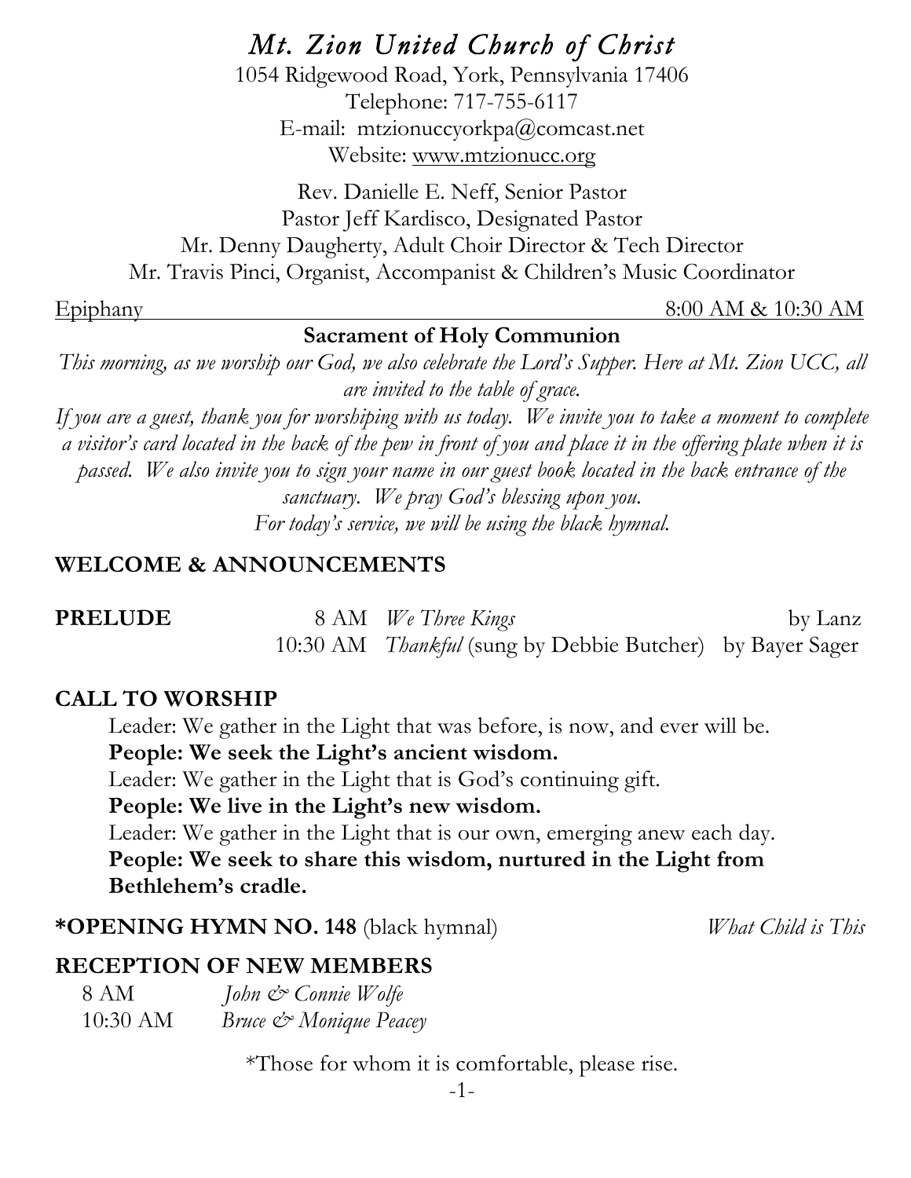# *Mt. Zion United Church of Christ*

1054 Ridgewood Road, York, Pennsylvania 17406
Telephone: 717-755-6117
E-mail: mtzionuccyorkpa@comcast.net
Website: www.mtzionucc.org

Rev. Danielle E. Neff, Senior Pastor
Pastor Jeff Kardisco, Designated Pastor
Mr. Denny Daugherty, Adult Choir Director & Tech Director
Mr. Travis Pinci, Organist, Accompanist & Children's Music Coordinator

Epiphany — 8:00 AM & 10:30 AM

**Sacrament of Holy Communion**

*This morning, as we worship our God, we also celebrate the Lord's Supper. Here at Mt. Zion UCC, all are invited to the table of grace.*

*If you are a guest, thank you for worshiping with us today. We invite you to take a moment to complete a visitor's card located in the back of the pew in front of you and place it in the offering plate when it is passed. We also invite you to sign your name in our guest book located in the back entrance of the sanctuary. We pray God's blessing upon you.*

*For today's service, we will be using the black hymnal.*

## WELCOME & ANNOUNCEMENTS

**PRELUDE**

8 AM *We Three Kings* by Lanz
10:30 AM *Thankful* (sung by Debbie Butcher) by Bayer Sager

## CALL TO WORSHIP

Leader: We gather in the Light that was before, is now, and ever will be.
**People: We seek the Light's ancient wisdom.**
Leader: We gather in the Light that is God's continuing gift.
**People: We live in the Light's new wisdom.**
Leader: We gather in the Light that is our own, emerging anew each day.
**People: We seek to share this wisdom, nurtured in the Light from Bethlehem's cradle.**

**\*OPENING HYMN NO. 148** (black hymnal) *What Child is This*

## RECEPTION OF NEW MEMBERS

8 AM *John & Connie Wolfe*
10:30 AM *Bruce & Monique Peacey*

*Those for whom it is comfortable, please rise.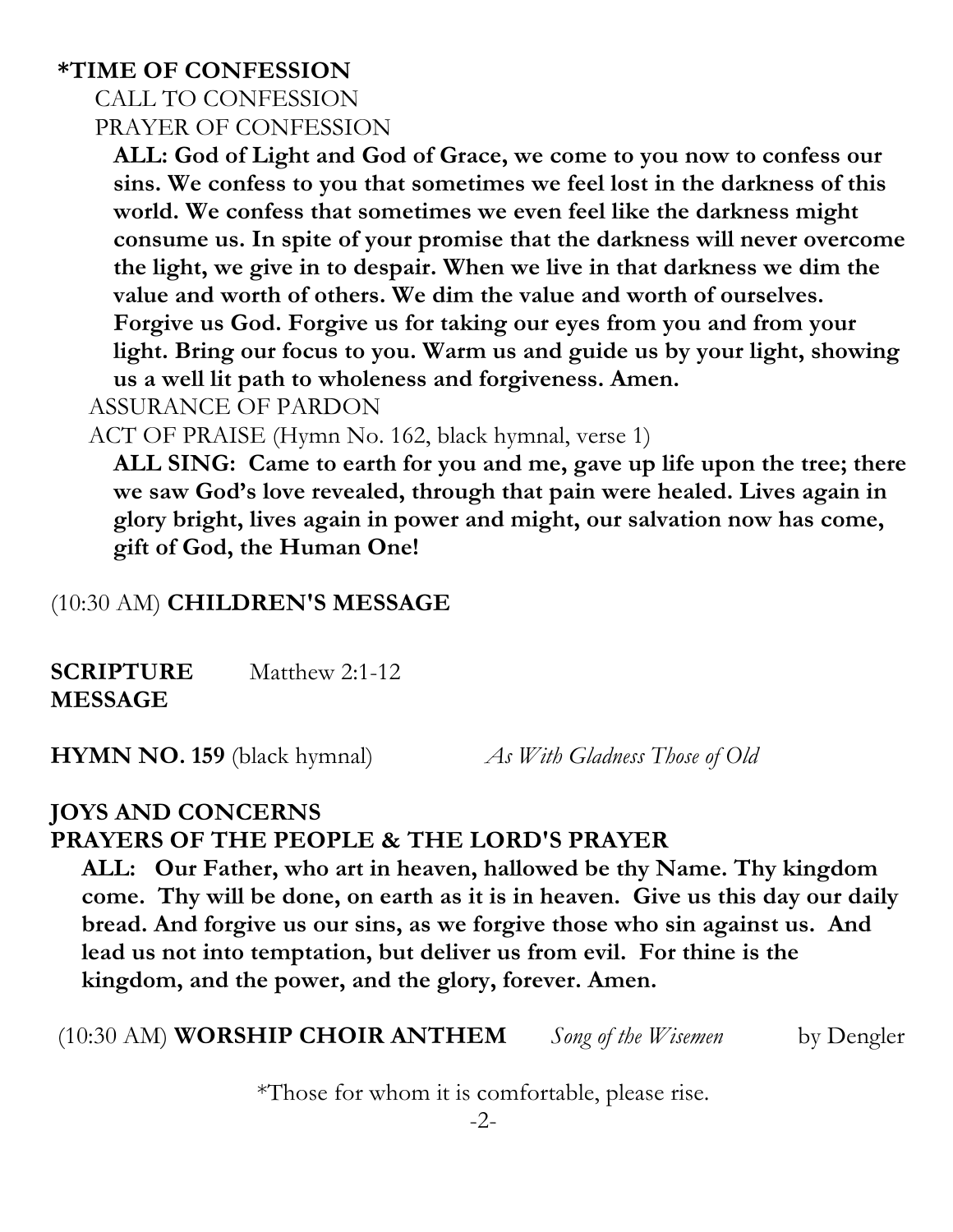**\*TIME OF CONFESSION**

CALL TO CONFESSION

PRAYER OF CONFESSION

**ALL: God of Light and God of Grace, we come to you now to confess our sins. We confess to you that sometimes we feel lost in the darkness of this world. We confess that sometimes we even feel like the darkness might consume us. In spite of your promise that the darkness will never overcome the light, we give in to despair. When we live in that darkness we dim the value and worth of others. We dim the value and worth of ourselves. Forgive us God. Forgive us for taking our eyes from you and from your light. Bring our focus to you. Warm us and guide us by your light, showing us a well lit path to wholeness and forgiveness. Amen.**

ASSURANCE OF PARDON

ACT OF PRAISE (Hymn No. 162, black hymnal, verse 1)

**ALL SING: Came to earth for you and me, gave up life upon the tree; there we saw God's love revealed, through that pain were healed. Lives again in glory bright, lives again in power and might, our salvation now has come, gift of God, the Human One!**

(10:30 AM) **CHILDREN'S MESSAGE**

**SCRIPTURE** Matthew 2:1-12

**MESSAGE**

**HYMN NO. 159** (black hymnal) *As With Gladness Those of Old*

**JOYS AND CONCERNS**

**PRAYERS OF THE PEOPLE & THE LORD'S PRAYER**

**ALL: Our Father, who art in heaven, hallowed be thy Name. Thy kingdom come. Thy will be done, on earth as it is in heaven. Give us this day our daily bread. And forgive us our sins, as we forgive those who sin against us. And lead us not into temptation, but deliver us from evil. For thine is the kingdom, and the power, and the glory, forever. Amen.**

(10:30 AM) **WORSHIP CHOIR ANTHEM** *Song of the Wisemen* by Dengler

*Those for whom it is comfortable, please rise.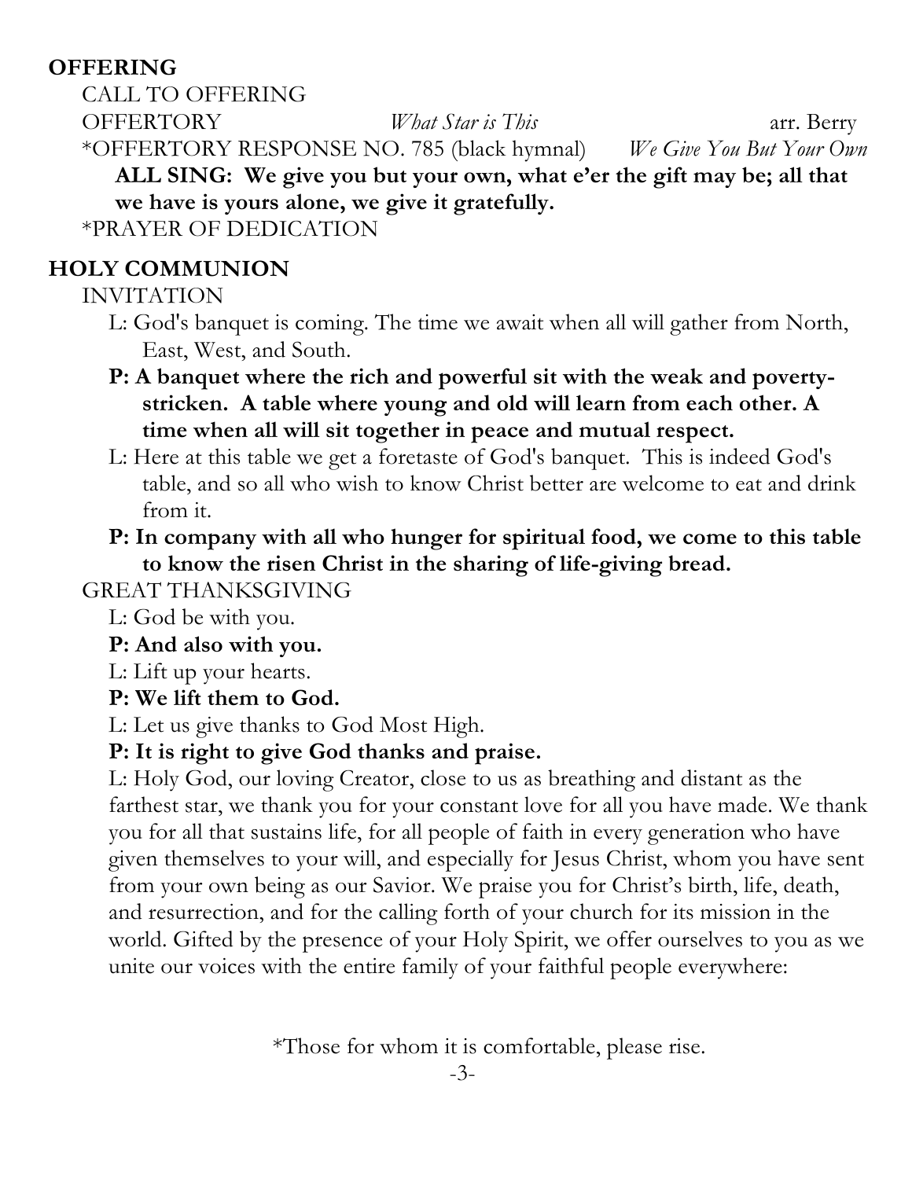## OFFERING

CALL TO OFFERING

OFFERTORY *What Star is This* arr. Berry

*OFFERTORY RESPONSE NO. 785 (black hymnal) *We Give You But Your Own*

**ALL SING: We give you but your own, what e'er the gift may be; all that we have is yours alone, we give it gratefully.**

*PRAYER OF DEDICATION

## HOLY COMMUNION

INVITATION

L: God's banquet is coming. The time we await when all will gather from North, East, West, and South.

**P: A banquet where the rich and powerful sit with the weak and poverty-stricken. A table where young and old will learn from each other. A time when all will sit together in peace and mutual respect.**

L: Here at this table we get a foretaste of God's banquet. This is indeed God's table, and so all who wish to know Christ better are welcome to eat and drink from it.

**P: In company with all who hunger for spiritual food, we come to this table to know the risen Christ in the sharing of life-giving bread.**

GREAT THANKSGIVING

L: God be with you.

**P: And also with you.**

L: Lift up your hearts.

**P: We lift them to God.**

L: Let us give thanks to God Most High.

**P: It is right to give God thanks and praise.**

L: Holy God, our loving Creator, close to us as breathing and distant as the farthest star, we thank you for your constant love for all you have made. We thank you for all that sustains life, for all people of faith in every generation who have given themselves to your will, and especially for Jesus Christ, whom you have sent from your own being as our Savior. We praise you for Christ's birth, life, death, and resurrection, and for the calling forth of your church for its mission in the world. Gifted by the presence of your Holy Spirit, we offer ourselves to you as we unite our voices with the entire family of your faithful people everywhere:

*Those for whom it is comfortable, please rise.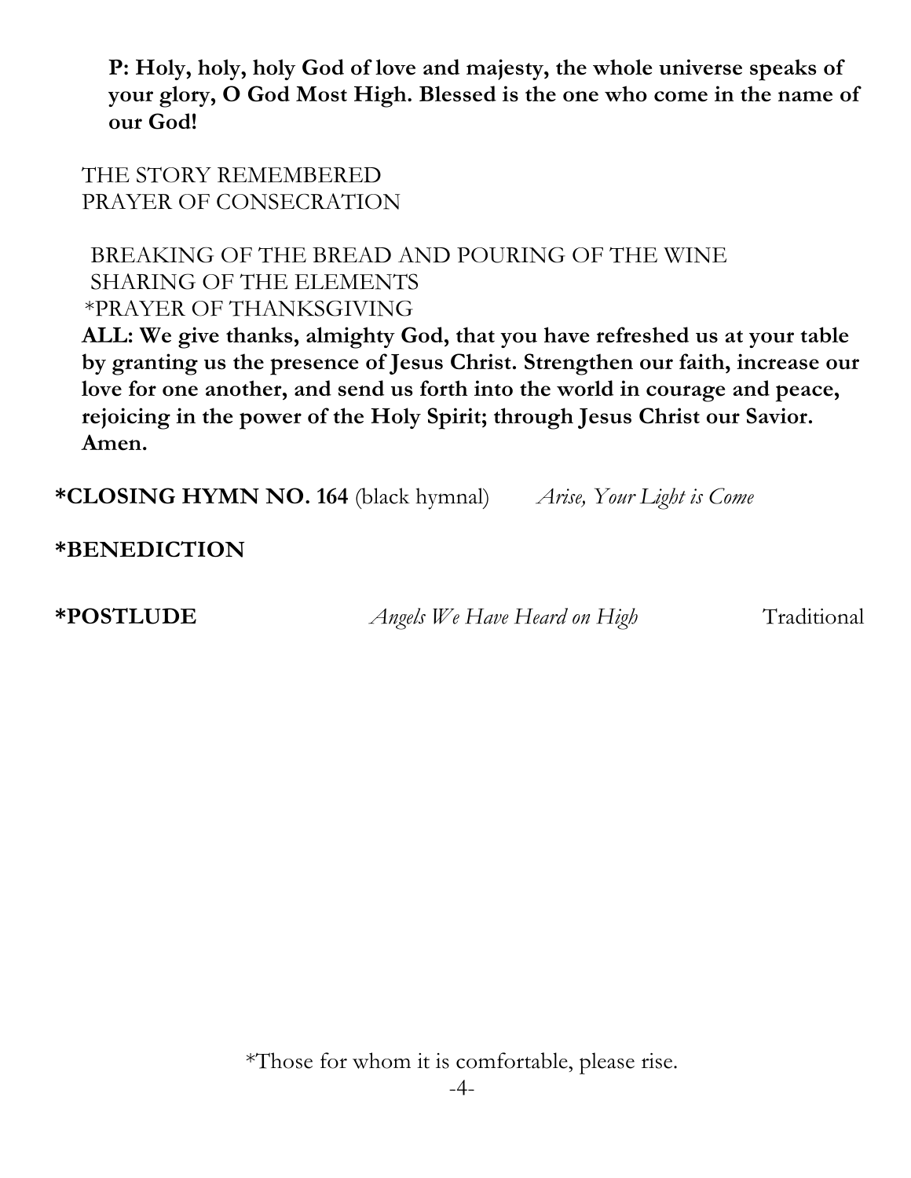**P: Holy, holy, holy God of love and majesty, the whole universe speaks of your glory, O God Most High. Blessed is the one who come in the name of our God!**

THE STORY REMEMBERED
PRAYER OF CONSECRATION

BREAKING OF THE BREAD AND POURING OF THE WINE
SHARING OF THE ELEMENTS
*PRAYER OF THANKSGIVING

**ALL: We give thanks, almighty God, that you have refreshed us at your table by granting us the presence of Jesus Christ. Strengthen our faith, increase our love for one another, and send us forth into the world in courage and peace, rejoicing in the power of the Holy Spirit; through Jesus Christ our Savior. Amen.**

**\*CLOSING HYMN NO. 164** (black hymnal) *Arise, Your Light is Come*

**\*BENEDICTION**

**\*POSTLUDE** *Angels We Have Heard on High* Traditional

*Those for whom it is comfortable, please rise.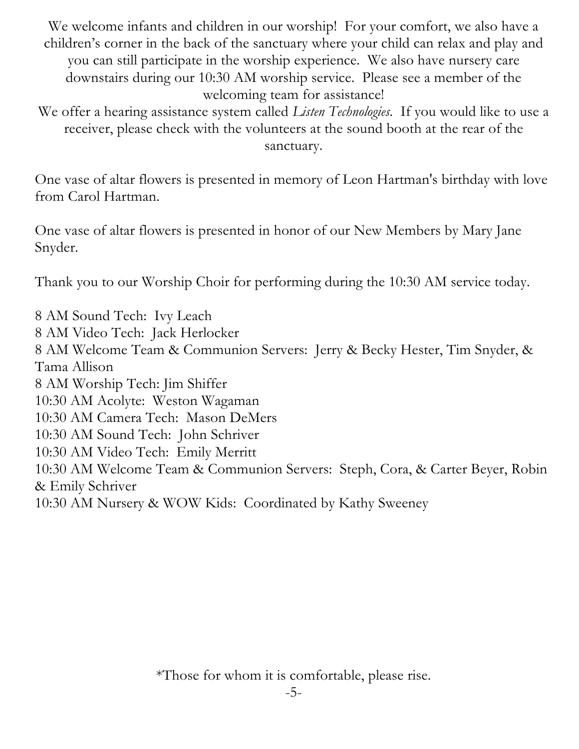We welcome infants and children in our worship! For your comfort, we also have a children's corner in the back of the sanctuary where your child can relax and play and you can still participate in the worship experience. We also have nursery care downstairs during our 10:30 AM worship service. Please see a member of the welcoming team for assistance!

We offer a hearing assistance system called *Listen Technologies*. If you would like to use a receiver, please check with the volunteers at the sound booth at the rear of the sanctuary.

One vase of altar flowers is presented in memory of Leon Hartman's birthday with love from Carol Hartman.

One vase of altar flowers is presented in honor of our New Members by Mary Jane Snyder.

Thank you to our Worship Choir for performing during the 10:30 AM service today.

8 AM Sound Tech: Ivy Leach
8 AM Video Tech: Jack Herlocker
8 AM Welcome Team & Communion Servers: Jerry & Becky Hester, Tim Snyder, & Tama Allison
8 AM Worship Tech: Jim Shiffer
10:30 AM Acolyte: Weston Wagaman
10:30 AM Camera Tech: Mason DeMers
10:30 AM Sound Tech: John Schriver
10:30 AM Video Tech: Emily Merritt
10:30 AM Welcome Team & Communion Servers: Steph, Cora, & Carter Beyer, Robin & Emily Schriver
10:30 AM Nursery & WOW Kids: Coordinated by Kathy Sweeney

*Those for whom it is comfortable, please rise.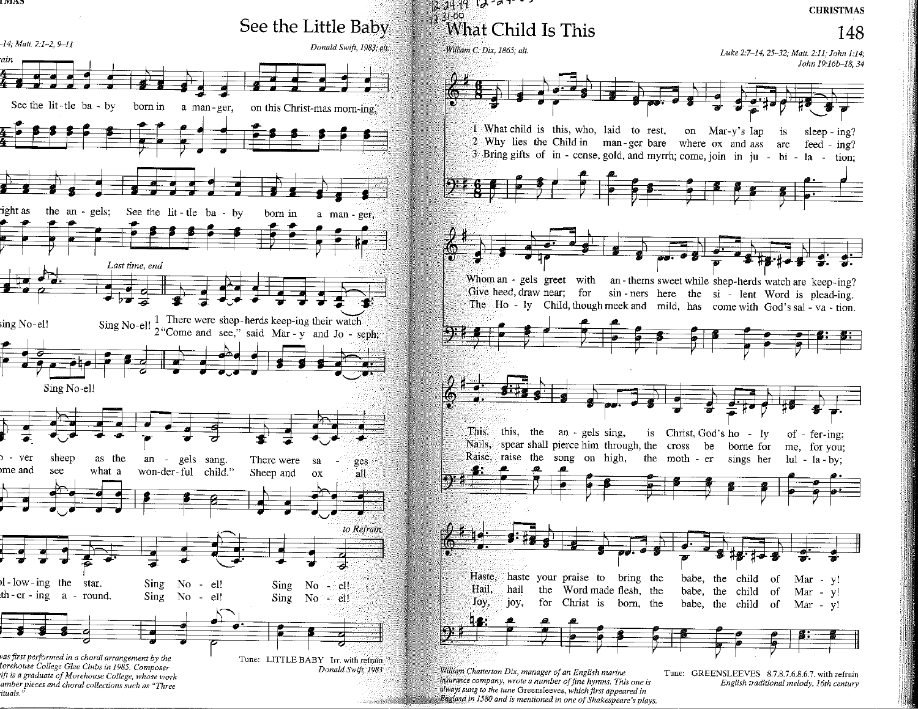## See the Little Baby

…14; Matt. 2:1–2, 9–11

*Donald Swift, 1983; alt.*

Refrain

See the lit-tle ba-by born in a man-ger, on this Christ-mas morn-ing, …right as the an-gels; See the lit-tle ba-by born in a man-ger, …sing No-el! Sing No-el!

*Last time, end*

Sing No-el!

1 There were shep-herds keep-ing their watch o-ver sheep as the an-gels sang. There were sa-ges fol-low-ing the star. Sing No-el! Sing No-el!

2 "Come and see," said Mar-y and Jo-seph; "Come and see what a won-der-ful child." Sheep and ox all gath-er-ing a-round. Sing No-el! Sing No-el!

*to Refrain*

…was first performed in a choral arrangement by the Morehouse College Glee Clubs in 1985. Composer …ift is a graduate of Morehouse College, whose work …amber pieces and choral collections such as "Three …ituals."

Tune: LITTLE BABY Irr. with refrain
*Donald Swift, 1983*

## 148 What Child Is This

*William C. Dix, 1865; alt.*

*Luke 2:7–14, 25–32; Matt. 2:11; John 1:14; John 19:16b–18, 34*

1 What child is this, who, laid to rest, on Mar-y's lap is sleep-ing? Whom an-gels greet with an-thems sweet while shep-herds watch are keep-ing? This, this, the an-gels sing, is Christ, God's ho-ly of-fer-ing; Haste, haste your praise to bring the babe, the child of Mar-y!

2 Why lies the Child in man-ger bare where ox and ass are feed-ing? Give heed, draw near; for sin-ners here the si-lent Word is plead-ing. Nails, spear shall pierce him through, the cross be borne for me, for you; Hail, hail the Word made flesh, the babe, the child of Mar-y!

3 Bring gifts of in-cense, gold, and myrrh; come, join in ju-bi-la-tion; The Ho-ly Child, though meek and mild, has come with God's sal-va-tion. Raise, raise the song on high, the moth-er sings her lul-la-by; Joy, joy, for Christ is born, the babe, the child of Mar-y!

William Chatterton Dix, manager of an English marine insurance company, wrote a number of fine hymns. This one is always sung to the tune Greensleeves, which first appeared in England in 1580 and is mentioned in one of Shakespeare's plays.

Tune: GREENSLEEVES 8.7.8.7.6.8.6.7. with refrain
*English traditional melody, 16th century*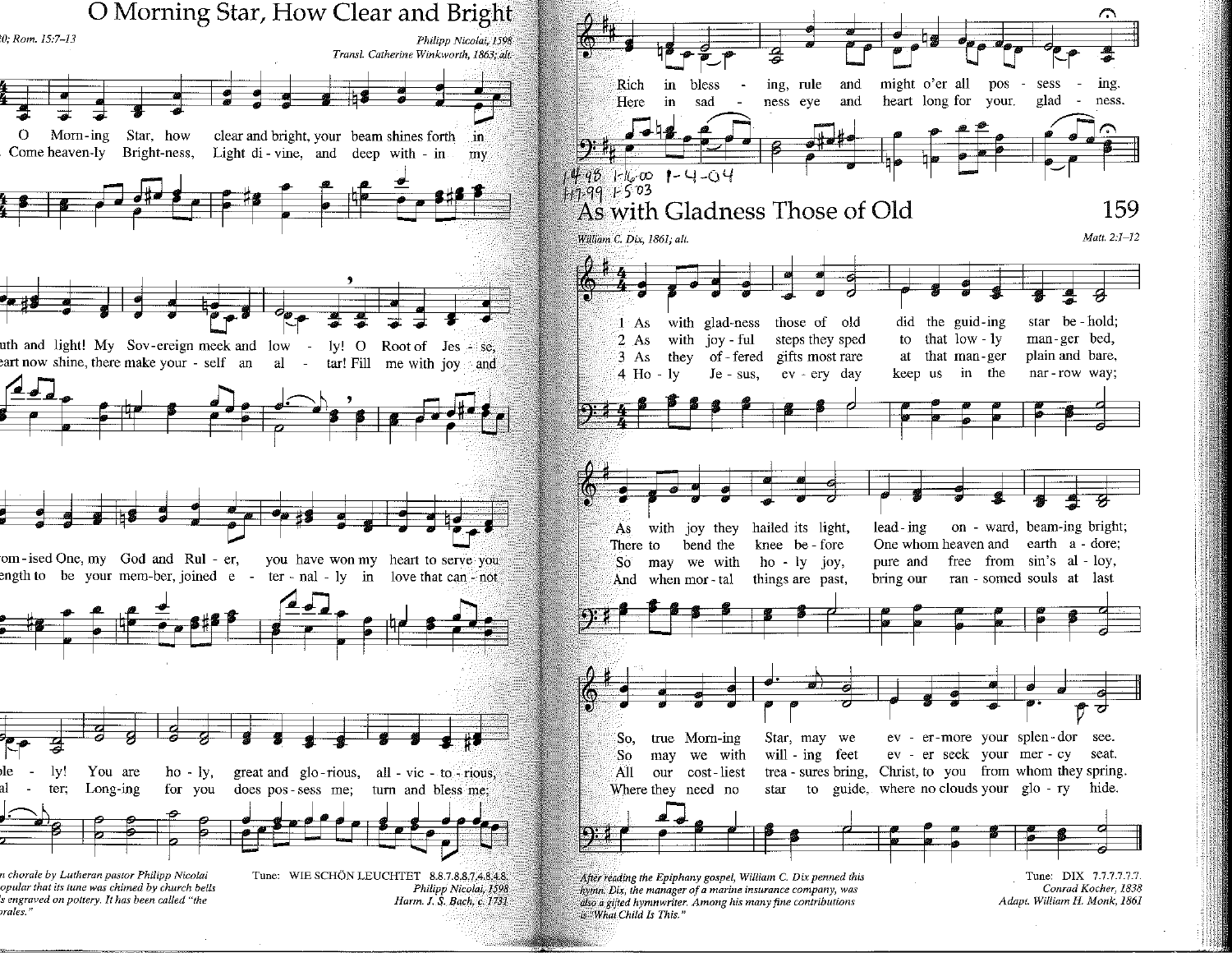# O Morning Star, How Clear and Bright

0; Rom. 15:7–13

Philipp Nicolai, 1598
Transl. Catherine Winkworth, 1863; alt.

O Morn-ing Star, how clear and bright, your beam shines forth in
Come heaven-ly Bright-ness, Light di-vine, and deep with-in my

uth and light! My Sov-ereign meek and low - ly! O Root of Jes - se,
eart now shine, there make your-self an al - tar! Fill me with joy and

om-ised One, my God and Rul - er, you have won my heart to serve you
ength to be your mem-ber, joined e - ter - nal - ly in love that can - not

le - ly! You are ho - ly, great and glo-rious, all - vic - to - rious,
al - ter; Long-ing for you does pos-sess me; turn and bless me;

Rich in bless - ing, rule and might o'er all pos - sess - ing.
Here in sad - ness eye and heart long for your glad - ness.

n chorale by Lutheran pastor Philipp Nicolai
opular that its tune was chimed by church bells
s engraved on pottery. It has been called "the
orales."

Tune: WIE SCHÖN LEUCHTET 8.8.7.8.8.7.4.8.4.8.
Philipp Nicolai, 1598
Harm. J. S. Bach, c. 1731

14.98 1-16-00 1-4-04
17.99 1-5-03

# As with Gladness Those of Old

159

William C. Dix, 1861; alt.

Matt. 2:1–12

1 As with glad-ness those of old did the guid-ing star be-hold;
As with joy they hailed its light, lead-ing on-ward, beam-ing bright;
So, true Morn-ing Star, may we ev-er-more your splen-dor see.

2 As with joy-ful steps they sped to that low-ly man-ger bed,
There to bend the knee be-fore One whom heaven and earth a-dore;
So may we with will-ing feet ev-er seek your mer-cy seat.

3 As they of-fered gifts most rare at that man-ger plain and bare,
So may we with ho-ly joy, pure and free from sin's al-loy,
All our cost-liest trea-sures bring, Christ, to you from whom they spring.

4 Ho-ly Je-sus, ev-ery day keep us in the nar-row way;
And when mor-tal things are past, bring our ran-somed souls at last
Where they need no star to guide, where no clouds your glo-ry hide.

*After reading the Epiphany gospel, William C. Dix penned this hymn. Dix, the manager of a marine insurance company, was also a gifted hymnwriter. Among his many fine contributions is "What Child Is This."*

Tune: DIX 7.7.7.7.7.7.
Conrad Kocher, 1838
Adapt. William H. Monk, 1861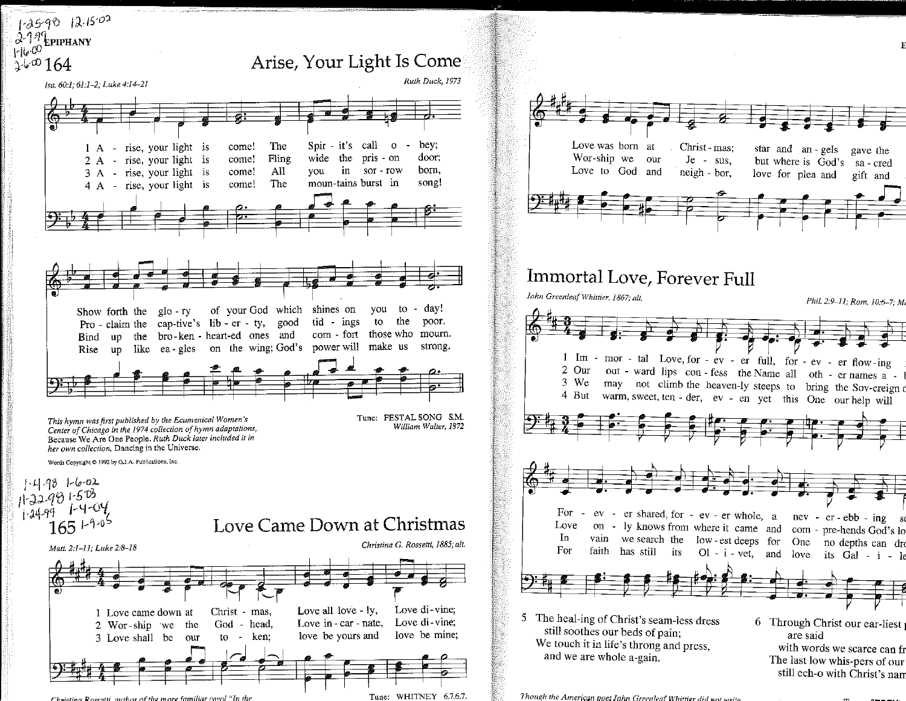1-25-98 12-15-02
2-7-99
1-16-00
2-6-00

EPIPHANY

## 164 Arise, Your Light Is Come

*Isa. 60:1; 61:1-2; Luke 4:14-21*

*Ruth Duck, 1973*

1 A - rise, your light is come! The Spir - it's call o - bey;
Show forth the glo - ry of your God which shines on you to - day!

2 A - rise, your light is come! Fling wide the pris - on door;
Pro - claim the cap-tive's lib - er - ty, good tid - ings to the poor.

3 A - rise, your light is come! All you in sor - row born,
Bind up the bro-ken - heart-ed ones and com - fort those who mourn.

4 A - rise, your light is come! The moun-tains burst in song!
Rise up like ea - gles on the wing; God's power will make us strong.

*This hymn was first published by the Ecumenical Women's Center of Chicago in the 1974 collection of hymn adaptations, Because We Are One People. Ruth Duck later included it in her own collection, Dancing in the Universe.*

Tune: FESTAL SONG S.M.
*William Walter, 1872*

Words Copyright © 1992 by G.I.A. Publications, Inc.

1-4-98 1-6-02
11-22-98 1-5-03
1-24-99 1-4-04
1-9-05

## 165 Love Came Down at Christmas

*Matt. 2:1-11; Luke 2:8-18*

*Christina G. Rossetti, 1885; alt.*

1 Love came down at Christ - mas, Love all love - ly, Love di - vine;
Love was born at Christ - mas; star and an - gels gave the

2 Wor - ship we the God - head, Love in - car - nate, Love di - vine;
Wor - ship we our Je - sus, but where is God's sa - cred

3 Love shall be our to - ken; love be yours and love be mine;
Love to God and neigh - bor, love for plea and gift and

Christina Rossetti, author of the more familiar carol "In the

Tune: WHITNEY 6.7.6.7.

## Immortal Love, Forever Full

*John Greenleaf Whittier, 1867; alt.*

*Phil. 2:9-11; Rom. 10:6-7; M*

1 Im - mor - tal Love, for - ev - er full, for - ev - er flow - ing
For - ev - er shared, for - ev - er whole, a nev - er - ebb - ing s

2 Our out - ward lips con - fess the Name all oth - er names a -
Love on - ly knows from where it came and com - pre-hends God's lo

3 We may not climb the heaven-ly steeps to bring the Sov-ereign d
In vain we search the low - est deeps for One no depths can dr

4 But warm, sweet, ten - der, ev - en yet this One our help will
For faith has still its Ol - i - vet, and love its Gal - i - le

5 The heal-ing of Christ's seam-less dress
still soothes our beds of pain;
We touch it in life's throng and press,
and we are whole a-gain.

6 Through Christ our ear-liest
are said
with words we scarce can fr
The last low whis-pers of our
still ech-o with Christ's nam

Though the American poet John Greenleaf Whittier did not write